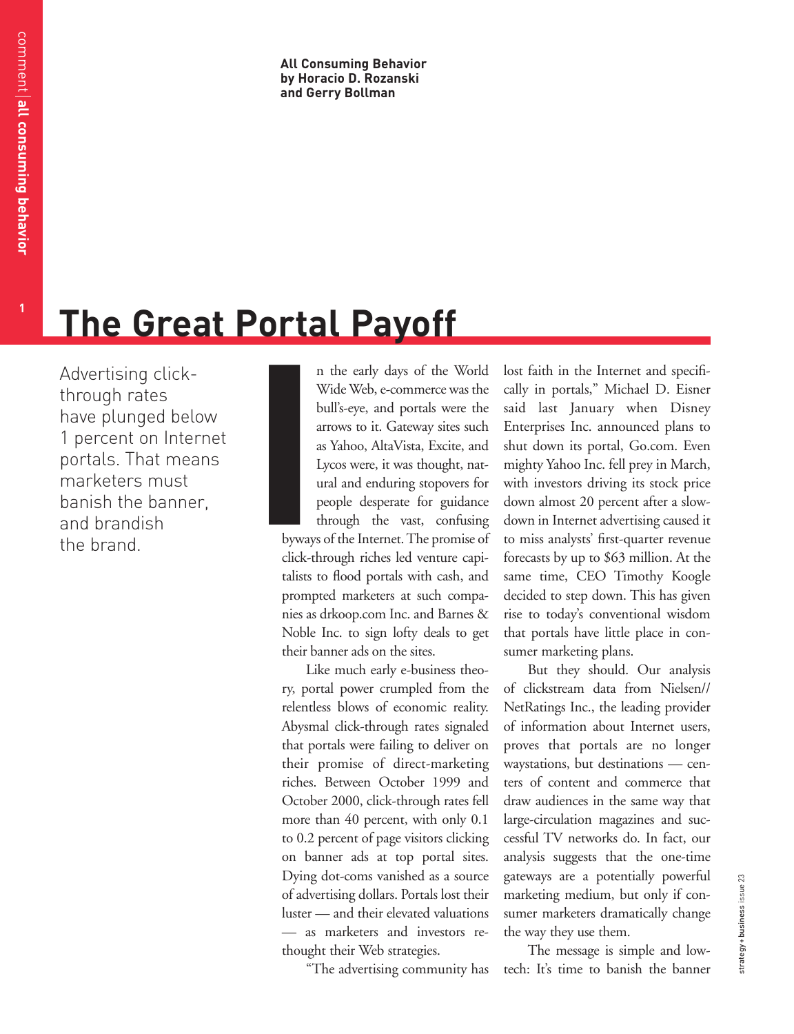**All Consuming Behavior**
**by Horacio D. Rozanski and Gerry Bollman**

# The Great Portal Payoff

Advertising click-through rates have plunged below 1 percent on Internet portals. That means marketers must banish the banner, and brandish the brand.

In the early days of the World Wide Web, e-commerce was the bull's-eye, and portals were the arrows to it. Gateway sites such as Yahoo, AltaVista, Excite, and Lycos were, it was thought, natural and enduring stopovers for people desperate for guidance through the vast, confusing byways of the Internet. The promise of click-through riches led venture capitalists to flood portals with cash, and prompted marketers at such companies as drkoop.com Inc. and Barnes & Noble Inc. to sign lofty deals to get their banner ads on the sites.

Like much early e-business theory, portal power crumpled from the relentless blows of economic reality. Abysmal click-through rates signaled that portals were failing to deliver on their promise of direct-marketing riches. Between October 1999 and October 2000, click-through rates fell more than 40 percent, with only 0.1 to 0.2 percent of page visitors clicking on banner ads at top portal sites. Dying dot-coms vanished as a source of advertising dollars. Portals lost their luster — and their elevated valuations — as marketers and investors re-thought their Web strategies.

"The advertising community has lost faith in the Internet and specifically in portals," Michael D. Eisner said last January when Disney Enterprises Inc. announced plans to shut down its portal, Go.com. Even mighty Yahoo Inc. fell prey in March, with investors driving its stock price down almost 20 percent after a slowdown in Internet advertising caused it to miss analysts' first-quarter revenue forecasts by up to $63 million. At the same time, CEO Timothy Koogle decided to step down. This has given rise to today's conventional wisdom that portals have little place in consumer marketing plans.

But they should. Our analysis of clickstream data from Nielsen//NetRatings Inc., the leading provider of information about Internet users, proves that portals are no longer waystations, but destinations — centers of content and commerce that draw audiences in the same way that large-circulation magazines and successful TV networks do. In fact, our analysis suggests that the one-time gateways are a potentially powerful marketing medium, but only if consumer marketers dramatically change the way they use them.

The message is simple and low-tech: It's time to banish the banner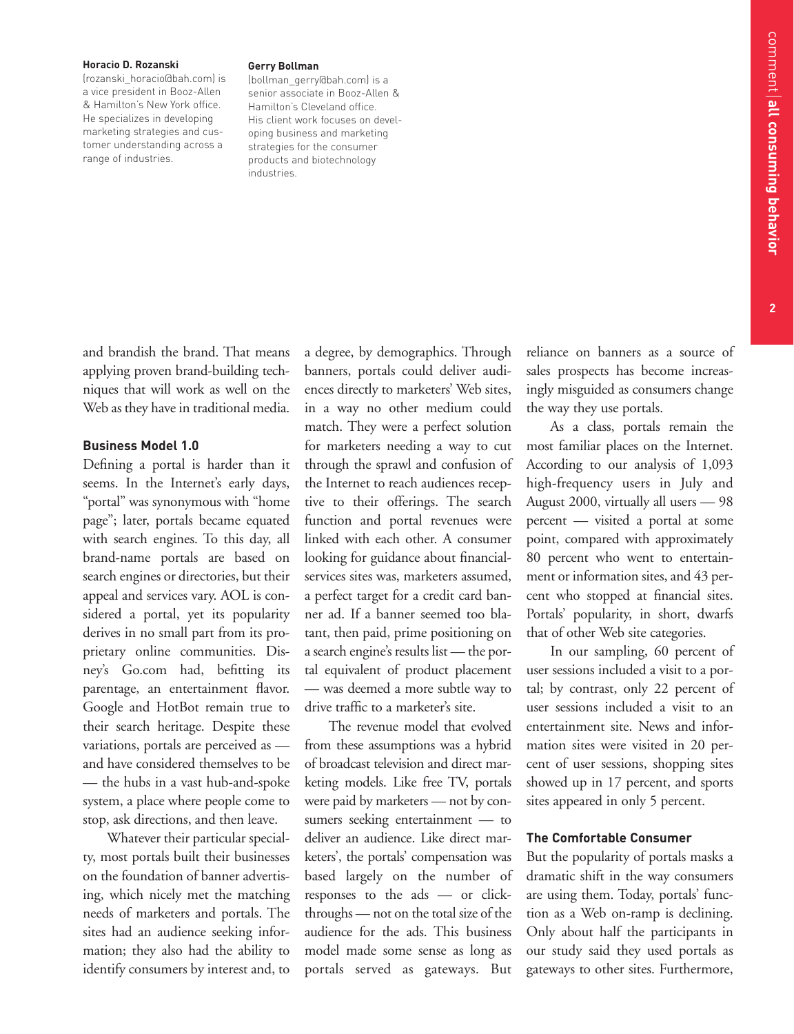**Horacio D. Rozanski**
(rozanski_horacio@bah.com) is a vice president in Booz-Allen & Hamilton's New York office. He specializes in developing marketing strategies and customer understanding across a range of industries.

**Gerry Bollman**
(bollman_gerry@bah.com) is a senior associate in Booz-Allen & Hamilton's Cleveland office. His client work focuses on developing business and marketing strategies for the consumer products and biotechnology industries.

and brandish the brand. That means applying proven brand-building techniques that will work as well on the Web as they have in traditional media.

### Business Model 1.0

Defining a portal is harder than it seems. In the Internet's early days, "portal" was synonymous with "home page"; later, portals became equated with search engines. To this day, all brand-name portals are based on search engines or directories, but their appeal and services vary. AOL is considered a portal, yet its popularity derives in no small part from its proprietary online communities. Disney's Go.com had, befitting its parentage, an entertainment flavor. Google and HotBot remain true to their search heritage. Despite these variations, portals are perceived as — and have considered themselves to be — the hubs in a vast hub-and-spoke system, a place where people come to stop, ask directions, and then leave.

Whatever their particular specialty, most portals built their businesses on the foundation of banner advertising, which nicely met the matching needs of marketers and portals. The sites had an audience seeking information; they also had the ability to identify consumers by interest and, to a degree, by demographics. Through banners, portals could deliver audiences directly to marketers' Web sites, in a way no other medium could match. They were a perfect solution for marketers needing a way to cut through the sprawl and confusion of the Internet to reach audiences receptive to their offerings. The search function and portal revenues were linked with each other. A consumer looking for guidance about financial-services sites was, marketers assumed, a perfect target for a credit card banner ad. If a banner seemed too blatant, then paid, prime positioning on a search engine's results list — the portal equivalent of product placement — was deemed a more subtle way to drive traffic to a marketer's site.

The revenue model that evolved from these assumptions was a hybrid of broadcast television and direct marketing models. Like free TV, portals were paid by marketers — not by consumers seeking entertainment — to deliver an audience. Like direct marketers', the portals' compensation was based largely on the number of responses to the ads — or click-throughs — not on the total size of the audience for the ads. This business model made some sense as long as portals served as gateways. But reliance on banners as a source of sales prospects has become increasingly misguided as consumers change the way they use portals.

As a class, portals remain the most familiar places on the Internet. According to our analysis of 1,093 high-frequency users in July and August 2000, virtually all users — 98 percent — visited a portal at some point, compared with approximately 80 percent who went to entertainment or information sites, and 43 percent who stopped at financial sites. Portals' popularity, in short, dwarfs that of other Web site categories.

In our sampling, 60 percent of user sessions included a visit to a portal; by contrast, only 22 percent of user sessions included a visit to an entertainment site. News and information sites were visited in 20 percent of user sessions, shopping sites showed up in 17 percent, and sports sites appeared in only 5 percent.

### The Comfortable Consumer

But the popularity of portals masks a dramatic shift in the way consumers are using them. Today, portals' function as a Web on-ramp is declining. Only about half the participants in our study said they used portals as gateways to other sites. Furthermore,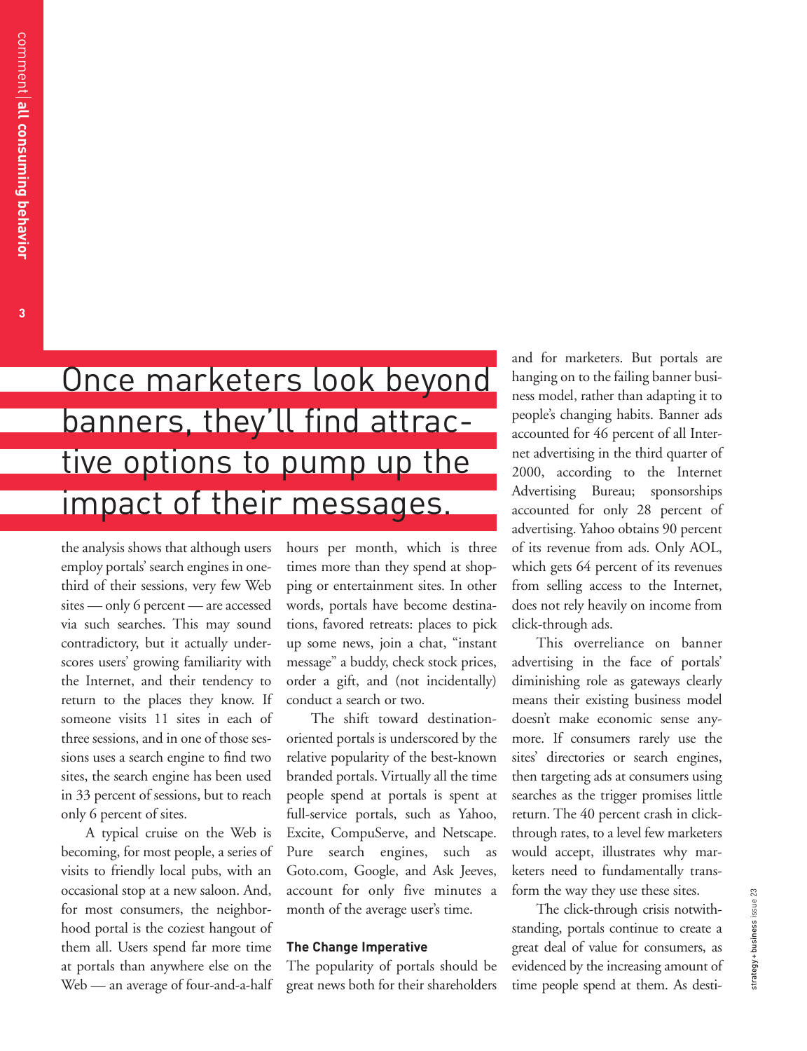> Once marketers look beyond banners, they'll find attractive options to pump up the impact of their messages.

the analysis shows that although users employ portals' search engines in one-third of their sessions, very few Web sites — only 6 percent — are accessed via such searches. This may sound contradictory, but it actually underscores users' growing familiarity with the Internet, and their tendency to return to the places they know. If someone visits 11 sites in each of three sessions, and in one of those sessions uses a search engine to find two sites, the search engine has been used in 33 percent of sessions, but to reach only 6 percent of sites.

A typical cruise on the Web is becoming, for most people, a series of visits to friendly local pubs, with an occasional stop at a new saloon. And, for most consumers, the neighborhood portal is the coziest hangout of them all. Users spend far more time at portals than anywhere else on the Web — an average of four-and-a-half hours per month, which is three times more than they spend at shopping or entertainment sites. In other words, portals have become destinations, favored retreats: places to pick up some news, join a chat, "instant message" a buddy, check stock prices, order a gift, and (not incidentally) conduct a search or two.

The shift toward destination-oriented portals is underscored by the relative popularity of the best-known branded portals. Virtually all the time people spend at portals is spent at full-service portals, such as Yahoo, Excite, CompuServe, and Netscape. Pure search engines, such as Goto.com, Google, and Ask Jeeves, account for only five minutes a month of the average user's time.

### The Change Imperative

The popularity of portals should be great news both for their shareholders and for marketers. But portals are hanging on to the failing banner business model, rather than adapting it to people's changing habits. Banner ads accounted for 46 percent of all Internet advertising in the third quarter of 2000, according to the Internet Advertising Bureau; sponsorships accounted for only 28 percent of advertising. Yahoo obtains 90 percent of its revenue from ads. Only AOL, which gets 64 percent of its revenues from selling access to the Internet, does not rely heavily on income from click-through ads.

This overreliance on banner advertising in the face of portals' diminishing role as gateways clearly means their existing business model doesn't make economic sense anymore. If consumers rarely use the sites' directories or search engines, then targeting ads at consumers using searches as the trigger promises little return. The 40 percent crash in click-through rates, to a level few marketers would accept, illustrates why marketers need to fundamentally transform the way they use these sites.

The click-through crisis notwithstanding, portals continue to create a great deal of value for consumers, as evidenced by the increasing amount of time people spend at them. As desti-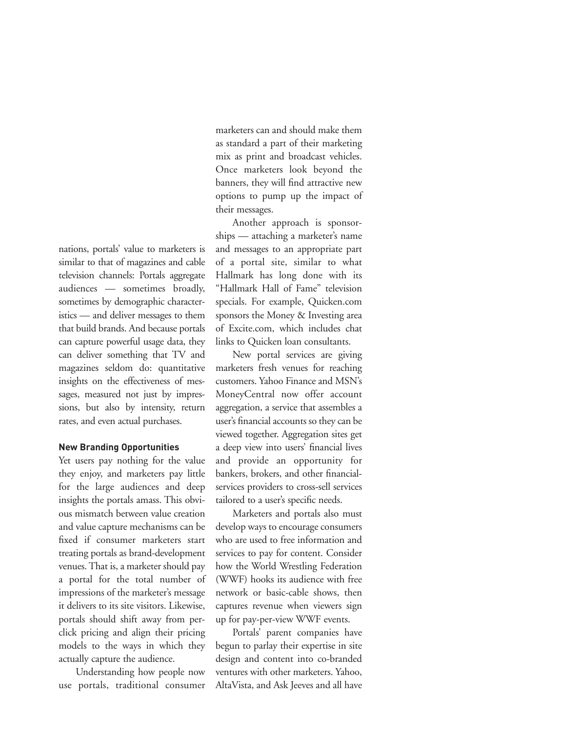nations, portals' value to marketers is similar to that of magazines and cable television channels: Portals aggregate audiences — sometimes broadly, sometimes by demographic characteristics — and deliver messages to them that build brands. And because portals can capture powerful usage data, they can deliver something that TV and magazines seldom do: quantitative insights on the effectiveness of messages, measured not just by impressions, but also by intensity, return rates, and even actual purchases.

### New Branding Opportunities

Yet users pay nothing for the value they enjoy, and marketers pay little for the large audiences and deep insights the portals amass. This obvious mismatch between value creation and value capture mechanisms can be fixed if consumer marketers start treating portals as brand-development venues. That is, a marketer should pay a portal for the total number of impressions of the marketer's message it delivers to its site visitors. Likewise, portals should shift away from per-click pricing and align their pricing models to the ways in which they actually capture the audience.

Understanding how people now use portals, traditional consumer marketers can and should make them as standard a part of their marketing mix as print and broadcast vehicles. Once marketers look beyond the banners, they will find attractive new options to pump up the impact of their messages.

Another approach is sponsorships — attaching a marketer's name and messages to an appropriate part of a portal site, similar to what Hallmark has long done with its "Hallmark Hall of Fame" television specials. For example, Quicken.com sponsors the Money & Investing area of Excite.com, which includes chat links to Quicken loan consultants.

New portal services are giving marketers fresh venues for reaching customers. Yahoo Finance and MSN's MoneyCentral now offer account aggregation, a service that assembles a user's financial accounts so they can be viewed together. Aggregation sites get a deep view into users' financial lives and provide an opportunity for bankers, brokers, and other financial-services providers to cross-sell services tailored to a user's specific needs.

Marketers and portals also must develop ways to encourage consumers who are used to free information and services to pay for content. Consider how the World Wrestling Federation (WWF) hooks its audience with free network or basic-cable shows, then captures revenue when viewers sign up for pay-per-view WWF events.

Portals' parent companies have begun to parlay their expertise in site design and content into co-branded ventures with other marketers. Yahoo, AltaVista, and Ask Jeeves and all have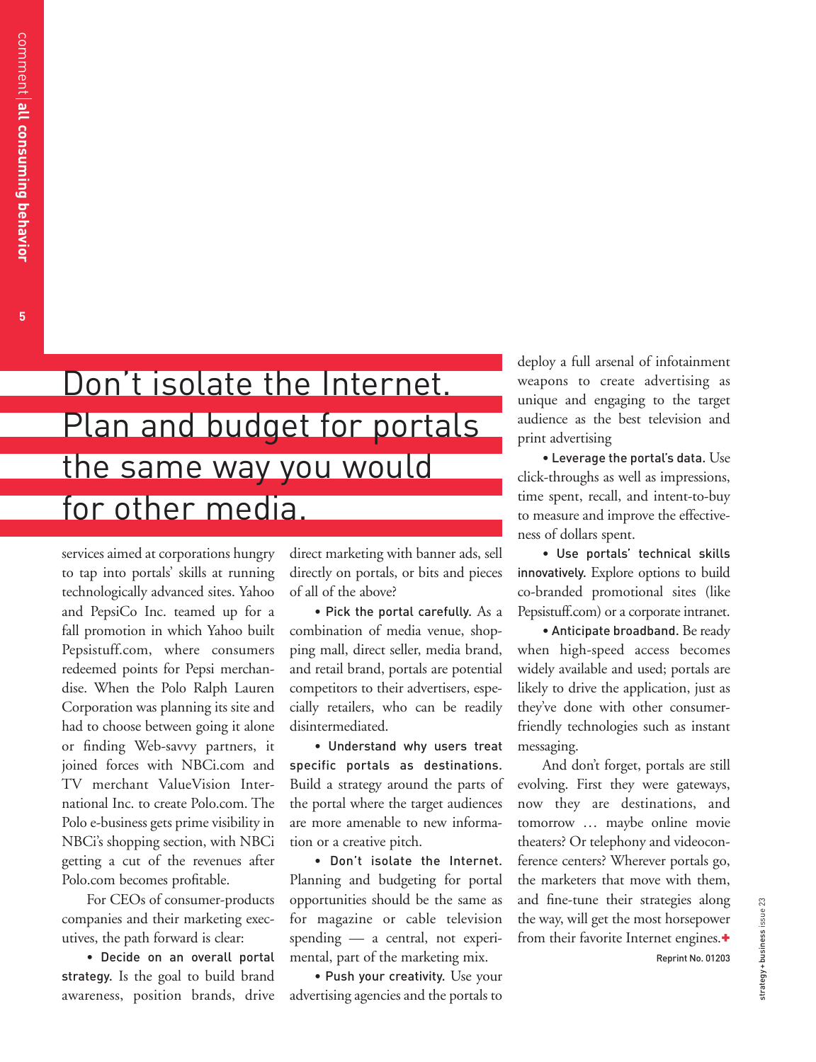> Don't isolate the Internet. Plan and budget for portals the same way you would for other media.

services aimed at corporations hungry to tap into portals' skills at running technologically advanced sites. Yahoo and PepsiCo Inc. teamed up for a fall promotion in which Yahoo built Pepsistuff.com, where consumers redeemed points for Pepsi merchandise. When the Polo Ralph Lauren Corporation was planning its site and had to choose between going it alone or finding Web-savvy partners, it joined forces with NBCi.com and TV merchant ValueVision International Inc. to create Polo.com. The Polo e-business gets prime visibility in NBCi's shopping section, with NBCi getting a cut of the revenues after Polo.com becomes profitable.

For CEOs of consumer-products companies and their marketing executives, the path forward is clear:

- **Decide on an overall portal strategy.** Is the goal to build brand awareness, position brands, drive direct marketing with banner ads, sell directly on portals, or bits and pieces of all of the above?
- **Pick the portal carefully.** As a combination of media venue, shopping mall, direct seller, media brand, and retail brand, portals are potential competitors to their advertisers, especially retailers, who can be readily disintermediated.
- **Understand why users treat specific portals as destinations.** Build a strategy around the parts of the portal where the target audiences are more amenable to new information or a creative pitch.
- **Don't isolate the Internet.** Planning and budgeting for portal opportunities should be the same as for magazine or cable television spending — a central, not experimental, part of the marketing mix.
- **Push your creativity.** Use your advertising agencies and the portals to deploy a full arsenal of infotainment weapons to create advertising as unique and engaging to the target audience as the best television and print advertising
- **Leverage the portal's data.** Use click-throughs as well as impressions, time spent, recall, and intent-to-buy to measure and improve the effectiveness of dollars spent.
- **Use portals' technical skills innovatively.** Explore options to build co-branded promotional sites (like Pepsistuff.com) or a corporate intranet.
- **Anticipate broadband.** Be ready when high-speed access becomes widely available and used; portals are likely to drive the application, just as they've done with other consumer-friendly technologies such as instant messaging.

And don't forget, portals are still evolving. First they were gateways, now they are destinations, and tomorrow … maybe online movie theaters? Or telephony and videoconference centers? Wherever portals go, the marketers that move with them, and fine-tune their strategies along the way, will get the most horsepower from their favorite Internet engines.+

Reprint No. 01203